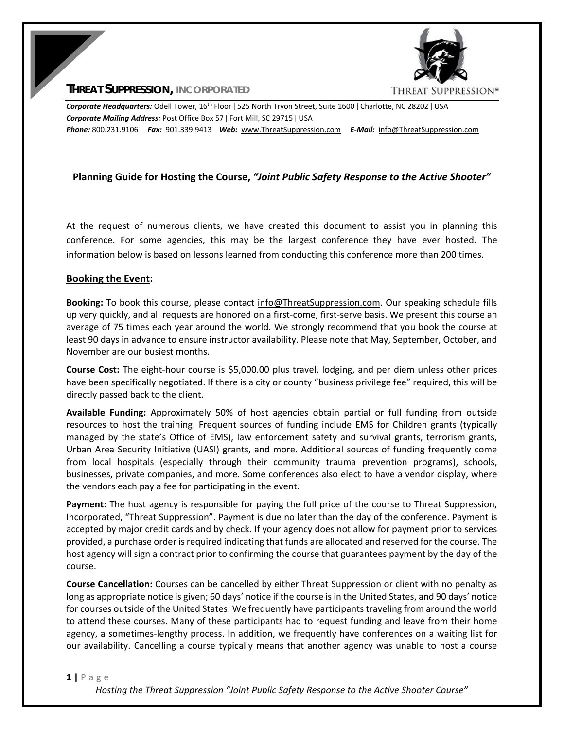# THREAT SUPPRESSION, INCORPORATED

***Corporate Headquarters:*** Odell Tower, 16th Floor | 525 North Tryon Street, Suite 1600 | Charlotte, NC 28202 | USA
***Corporate Mailing Address:*** Post Office Box 57 | Fort Mill, SC 29715 | USA
***Phone:*** 800.231.9106 ***Fax:*** 901.339.9413 ***Web:*** www.ThreatSuppression.com ***E-Mail:*** info@ThreatSuppression.com

## Planning Guide for Hosting the Course, *"Joint Public Safety Response to the Active Shooter"*

At the request of numerous clients, we have created this document to assist you in planning this conference. For some agencies, this may be the largest conference they have ever hosted. The information below is based on lessons learned from conducting this conference more than 200 times.

### Booking the Event:

**Booking:** To book this course, please contact info@ThreatSuppression.com. Our speaking schedule fills up very quickly, and all requests are honored on a first-come, first-serve basis. We present this course an average of 75 times each year around the world. We strongly recommend that you book the course at least 90 days in advance to ensure instructor availability. Please note that May, September, October, and November are our busiest months.

**Course Cost:** The eight-hour course is $5,000.00 plus travel, lodging, and per diem unless other prices have been specifically negotiated. If there is a city or county "business privilege fee" required, this will be directly passed back to the client.

**Available Funding:** Approximately 50% of host agencies obtain partial or full funding from outside resources to host the training. Frequent sources of funding include EMS for Children grants (typically managed by the state's Office of EMS), law enforcement safety and survival grants, terrorism grants, Urban Area Security Initiative (UASI) grants, and more. Additional sources of funding frequently come from local hospitals (especially through their community trauma prevention programs), schools, businesses, private companies, and more. Some conferences also elect to have a vendor display, where the vendors each pay a fee for participating in the event.

**Payment:** The host agency is responsible for paying the full price of the course to Threat Suppression, Incorporated, "Threat Suppression". Payment is due no later than the day of the conference. Payment is accepted by major credit cards and by check. If your agency does not allow for payment prior to services provided, a purchase order is required indicating that funds are allocated and reserved for the course. The host agency will sign a contract prior to confirming the course that guarantees payment by the day of the course.

**Course Cancellation:** Courses can be cancelled by either Threat Suppression or client with no penalty as long as appropriate notice is given; 60 days' notice if the course is in the United States, and 90 days' notice for courses outside of the United States. We frequently have participants traveling from around the world to attend these courses. Many of these participants had to request funding and leave from their home agency, a sometimes-lengthy process. In addition, we frequently have conferences on a waiting list for our availability. Cancelling a course typically means that another agency was unable to host a course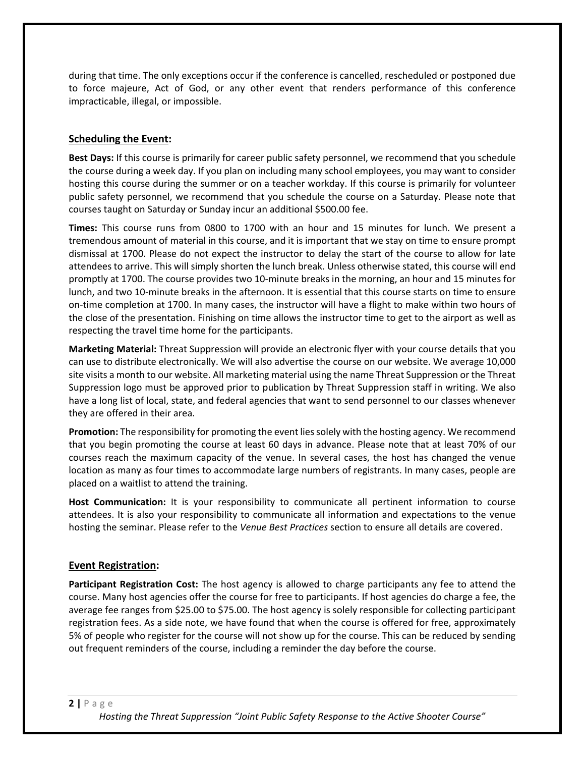during that time. The only exceptions occur if the conference is cancelled, rescheduled or postponed due to force majeure, Act of God, or any other event that renders performance of this conference impracticable, illegal, or impossible.

## Scheduling the Event:

**Best Days:** If this course is primarily for career public safety personnel, we recommend that you schedule the course during a week day. If you plan on including many school employees, you may want to consider hosting this course during the summer or on a teacher workday. If this course is primarily for volunteer public safety personnel, we recommend that you schedule the course on a Saturday. Please note that courses taught on Saturday or Sunday incur an additional $500.00 fee.

**Times:** This course runs from 0800 to 1700 with an hour and 15 minutes for lunch. We present a tremendous amount of material in this course, and it is important that we stay on time to ensure prompt dismissal at 1700. Please do not expect the instructor to delay the start of the course to allow for late attendees to arrive. This will simply shorten the lunch break. Unless otherwise stated, this course will end promptly at 1700. The course provides two 10-minute breaks in the morning, an hour and 15 minutes for lunch, and two 10-minute breaks in the afternoon. It is essential that this course starts on time to ensure on-time completion at 1700. In many cases, the instructor will have a flight to make within two hours of the close of the presentation. Finishing on time allows the instructor time to get to the airport as well as respecting the travel time home for the participants.

**Marketing Material:** Threat Suppression will provide an electronic flyer with your course details that you can use to distribute electronically. We will also advertise the course on our website. We average 10,000 site visits a month to our website. All marketing material using the name Threat Suppression or the Threat Suppression logo must be approved prior to publication by Threat Suppression staff in writing. We also have a long list of local, state, and federal agencies that want to send personnel to our classes whenever they are offered in their area.

**Promotion:** The responsibility for promoting the event lies solely with the hosting agency. We recommend that you begin promoting the course at least 60 days in advance. Please note that at least 70% of our courses reach the maximum capacity of the venue. In several cases, the host has changed the venue location as many as four times to accommodate large numbers of registrants. In many cases, people are placed on a waitlist to attend the training.

**Host Communication:** It is your responsibility to communicate all pertinent information to course attendees. It is also your responsibility to communicate all information and expectations to the venue hosting the seminar. Please refer to the *Venue Best Practices* section to ensure all details are covered.

## Event Registration:

**Participant Registration Cost:** The host agency is allowed to charge participants any fee to attend the course. Many host agencies offer the course for free to participants. If host agencies do charge a fee, the average fee ranges from $25.00 to $75.00. The host agency is solely responsible for collecting participant registration fees. As a side note, we have found that when the course is offered for free, approximately 5% of people who register for the course will not show up for the course. This can be reduced by sending out frequent reminders of the course, including a reminder the day before the course.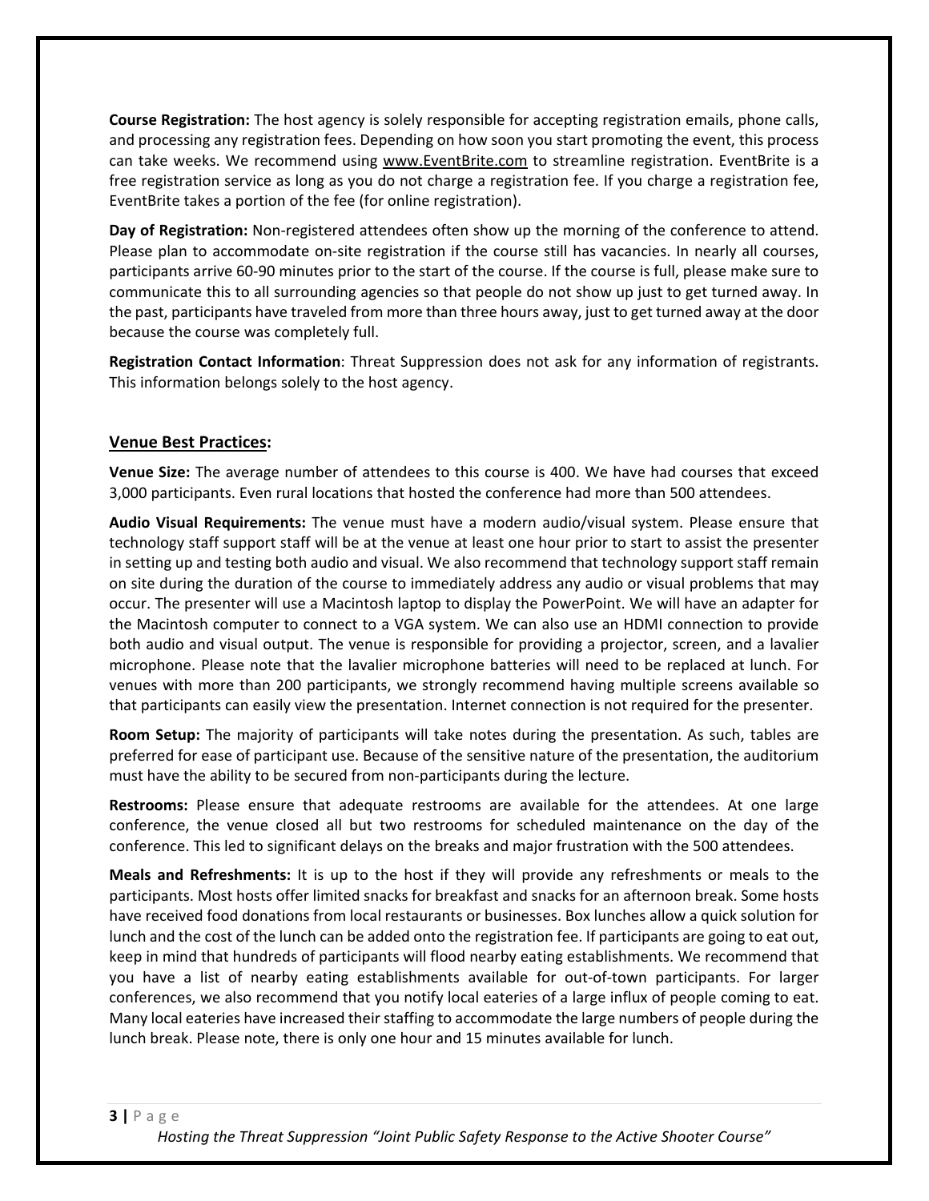**Course Registration:** The host agency is solely responsible for accepting registration emails, phone calls, and processing any registration fees. Depending on how soon you start promoting the event, this process can take weeks. We recommend using www.EventBrite.com to streamline registration. EventBrite is a free registration service as long as you do not charge a registration fee. If you charge a registration fee, EventBrite takes a portion of the fee (for online registration).

**Day of Registration:** Non-registered attendees often show up the morning of the conference to attend. Please plan to accommodate on-site registration if the course still has vacancies. In nearly all courses, participants arrive 60-90 minutes prior to the start of the course. If the course is full, please make sure to communicate this to all surrounding agencies so that people do not show up just to get turned away. In the past, participants have traveled from more than three hours away, just to get turned away at the door because the course was completely full.

**Registration Contact Information**: Threat Suppression does not ask for any information of registrants. This information belongs solely to the host agency.

## Venue Best Practices:

**Venue Size:** The average number of attendees to this course is 400. We have had courses that exceed 3,000 participants. Even rural locations that hosted the conference had more than 500 attendees.

**Audio Visual Requirements:** The venue must have a modern audio/visual system. Please ensure that technology staff support staff will be at the venue at least one hour prior to start to assist the presenter in setting up and testing both audio and visual. We also recommend that technology support staff remain on site during the duration of the course to immediately address any audio or visual problems that may occur. The presenter will use a Macintosh laptop to display the PowerPoint. We will have an adapter for the Macintosh computer to connect to a VGA system. We can also use an HDMI connection to provide both audio and visual output. The venue is responsible for providing a projector, screen, and a lavalier microphone. Please note that the lavalier microphone batteries will need to be replaced at lunch. For venues with more than 200 participants, we strongly recommend having multiple screens available so that participants can easily view the presentation. Internet connection is not required for the presenter.

**Room Setup:** The majority of participants will take notes during the presentation. As such, tables are preferred for ease of participant use. Because of the sensitive nature of the presentation, the auditorium must have the ability to be secured from non-participants during the lecture.

**Restrooms:** Please ensure that adequate restrooms are available for the attendees. At one large conference, the venue closed all but two restrooms for scheduled maintenance on the day of the conference. This led to significant delays on the breaks and major frustration with the 500 attendees.

**Meals and Refreshments:** It is up to the host if they will provide any refreshments or meals to the participants. Most hosts offer limited snacks for breakfast and snacks for an afternoon break. Some hosts have received food donations from local restaurants or businesses. Box lunches allow a quick solution for lunch and the cost of the lunch can be added onto the registration fee. If participants are going to eat out, keep in mind that hundreds of participants will flood nearby eating establishments. We recommend that you have a list of nearby eating establishments available for out-of-town participants. For larger conferences, we also recommend that you notify local eateries of a large influx of people coming to eat. Many local eateries have increased their staffing to accommodate the large numbers of people during the lunch break. Please note, there is only one hour and 15 minutes available for lunch.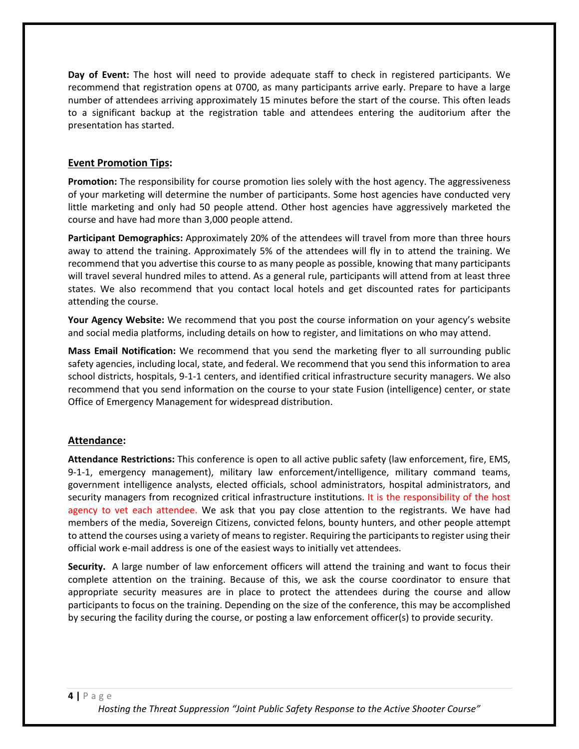**Day of Event:** The host will need to provide adequate staff to check in registered participants. We recommend that registration opens at 0700, as many participants arrive early. Prepare to have a large number of attendees arriving approximately 15 minutes before the start of the course. This often leads to a significant backup at the registration table and attendees entering the auditorium after the presentation has started.

## Event Promotion Tips:

**Promotion:** The responsibility for course promotion lies solely with the host agency. The aggressiveness of your marketing will determine the number of participants. Some host agencies have conducted very little marketing and only had 50 people attend. Other host agencies have aggressively marketed the course and have had more than 3,000 people attend.

**Participant Demographics:** Approximately 20% of the attendees will travel from more than three hours away to attend the training. Approximately 5% of the attendees will fly in to attend the training. We recommend that you advertise this course to as many people as possible, knowing that many participants will travel several hundred miles to attend. As a general rule, participants will attend from at least three states. We also recommend that you contact local hotels and get discounted rates for participants attending the course.

**Your Agency Website:** We recommend that you post the course information on your agency's website and social media platforms, including details on how to register, and limitations on who may attend.

**Mass Email Notification:** We recommend that you send the marketing flyer to all surrounding public safety agencies, including local, state, and federal. We recommend that you send this information to area school districts, hospitals, 9-1-1 centers, and identified critical infrastructure security managers. We also recommend that you send information on the course to your state Fusion (intelligence) center, or state Office of Emergency Management for widespread distribution.

## Attendance:

**Attendance Restrictions:** This conference is open to all active public safety (law enforcement, fire, EMS, 9-1-1, emergency management), military law enforcement/intelligence, military command teams, government intelligence analysts, elected officials, school administrators, hospital administrators, and security managers from recognized critical infrastructure institutions. It is the responsibility of the host agency to vet each attendee. We ask that you pay close attention to the registrants. We have had members of the media, Sovereign Citizens, convicted felons, bounty hunters, and other people attempt to attend the courses using a variety of means to register. Requiring the participants to register using their official work e-mail address is one of the easiest ways to initially vet attendees.

**Security.** A large number of law enforcement officers will attend the training and want to focus their complete attention on the training. Because of this, we ask the course coordinator to ensure that appropriate security measures are in place to protect the attendees during the course and allow participants to focus on the training. Depending on the size of the conference, this may be accomplished by securing the facility during the course, or posting a law enforcement officer(s) to provide security.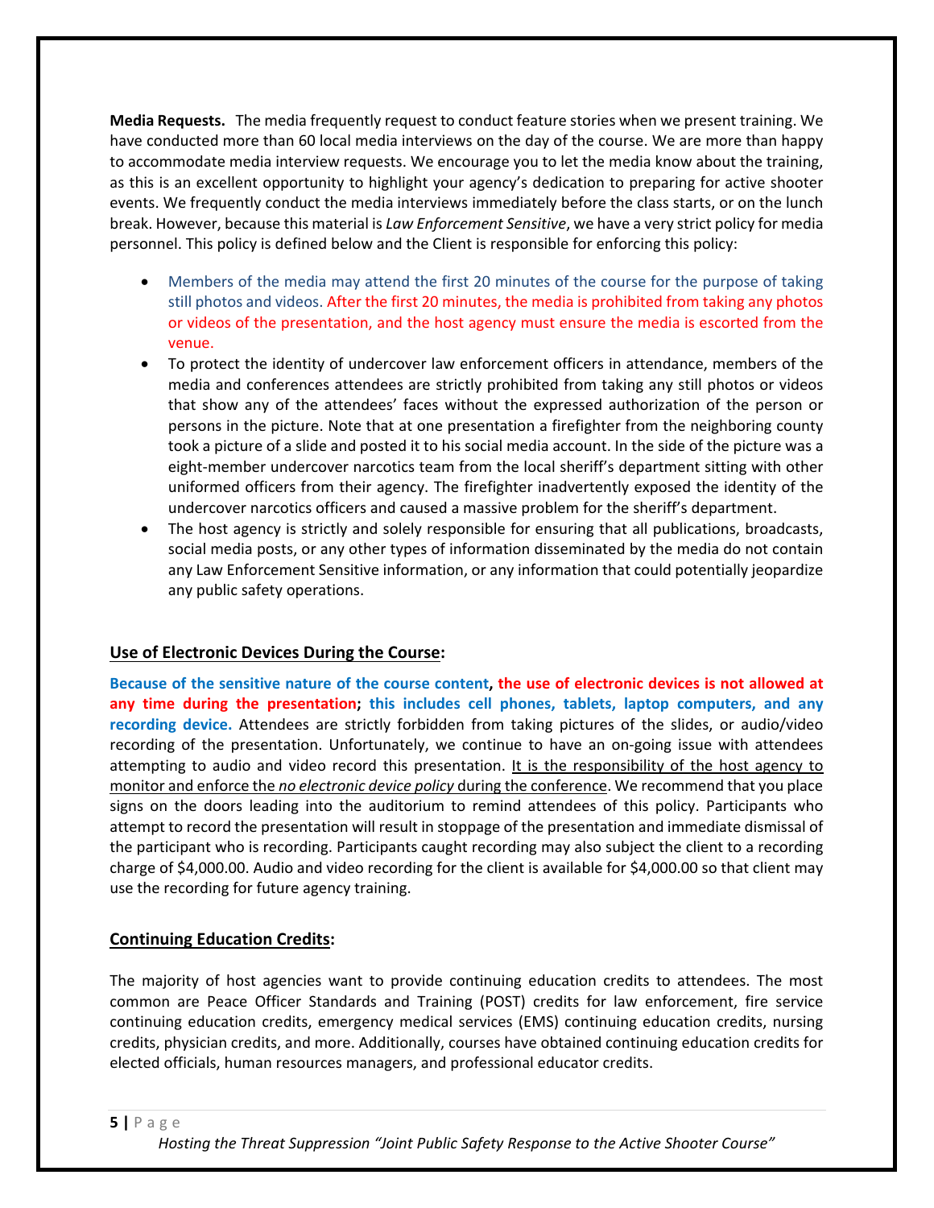**Media Requests.** The media frequently request to conduct feature stories when we present training. We have conducted more than 60 local media interviews on the day of the course. We are more than happy to accommodate media interview requests. We encourage you to let the media know about the training, as this is an excellent opportunity to highlight your agency's dedication to preparing for active shooter events. We frequently conduct the media interviews immediately before the class starts, or on the lunch break. However, because this material is *Law Enforcement Sensitive*, we have a very strict policy for media personnel. This policy is defined below and the Client is responsible for enforcing this policy:

- Members of the media may attend the first 20 minutes of the course for the purpose of taking still photos and videos. After the first 20 minutes, the media is prohibited from taking any photos or videos of the presentation, and the host agency must ensure the media is escorted from the venue.
- To protect the identity of undercover law enforcement officers in attendance, members of the media and conferences attendees are strictly prohibited from taking any still photos or videos that show any of the attendees' faces without the expressed authorization of the person or persons in the picture. Note that at one presentation a firefighter from the neighboring county took a picture of a slide and posted it to his social media account. In the side of the picture was a eight-member undercover narcotics team from the local sheriff's department sitting with other uniformed officers from their agency. The firefighter inadvertently exposed the identity of the undercover narcotics officers and caused a massive problem for the sheriff's department.
- The host agency is strictly and solely responsible for ensuring that all publications, broadcasts, social media posts, or any other types of information disseminated by the media do not contain any Law Enforcement Sensitive information, or any information that could potentially jeopardize any public safety operations.

## Use of Electronic Devices During the Course:

**Because of the sensitive nature of the course content, the use of electronic devices is not allowed at any time during the presentation; this includes cell phones, tablets, laptop computers, and any recording device.** Attendees are strictly forbidden from taking pictures of the slides, or audio/video recording of the presentation. Unfortunately, we continue to have an on-going issue with attendees attempting to audio and video record this presentation. It is the responsibility of the host agency to monitor and enforce the *no electronic device policy* during the conference. We recommend that you place signs on the doors leading into the auditorium to remind attendees of this policy. Participants who attempt to record the presentation will result in stoppage of the presentation and immediate dismissal of the participant who is recording. Participants caught recording may also subject the client to a recording charge of $4,000.00. Audio and video recording for the client is available for $4,000.00 so that client may use the recording for future agency training.

## Continuing Education Credits:

The majority of host agencies want to provide continuing education credits to attendees. The most common are Peace Officer Standards and Training (POST) credits for law enforcement, fire service continuing education credits, emergency medical services (EMS) continuing education credits, nursing credits, physician credits, and more. Additionally, courses have obtained continuing education credits for elected officials, human resources managers, and professional educator credits.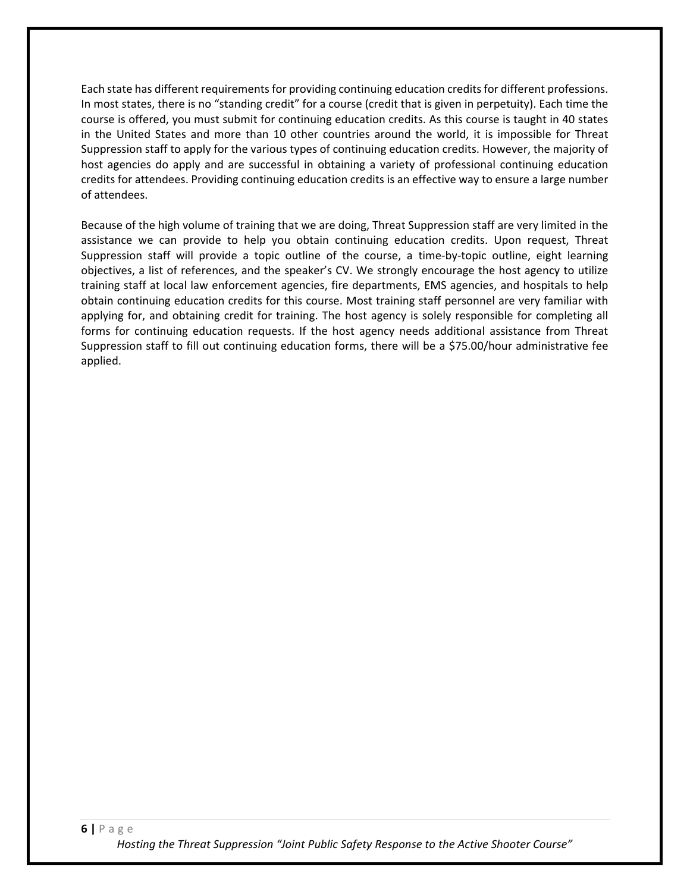Each state has different requirements for providing continuing education credits for different professions. In most states, there is no "standing credit" for a course (credit that is given in perpetuity). Each time the course is offered, you must submit for continuing education credits. As this course is taught in 40 states in the United States and more than 10 other countries around the world, it is impossible for Threat Suppression staff to apply for the various types of continuing education credits. However, the majority of host agencies do apply and are successful in obtaining a variety of professional continuing education credits for attendees. Providing continuing education credits is an effective way to ensure a large number of attendees.

Because of the high volume of training that we are doing, Threat Suppression staff are very limited in the assistance we can provide to help you obtain continuing education credits. Upon request, Threat Suppression staff will provide a topic outline of the course, a time-by-topic outline, eight learning objectives, a list of references, and the speaker's CV. We strongly encourage the host agency to utilize training staff at local law enforcement agencies, fire departments, EMS agencies, and hospitals to help obtain continuing education credits for this course. Most training staff personnel are very familiar with applying for, and obtaining credit for training. The host agency is solely responsible for completing all forms for continuing education requests. If the host agency needs additional assistance from Threat Suppression staff to fill out continuing education forms, there will be a $75.00/hour administrative fee applied.